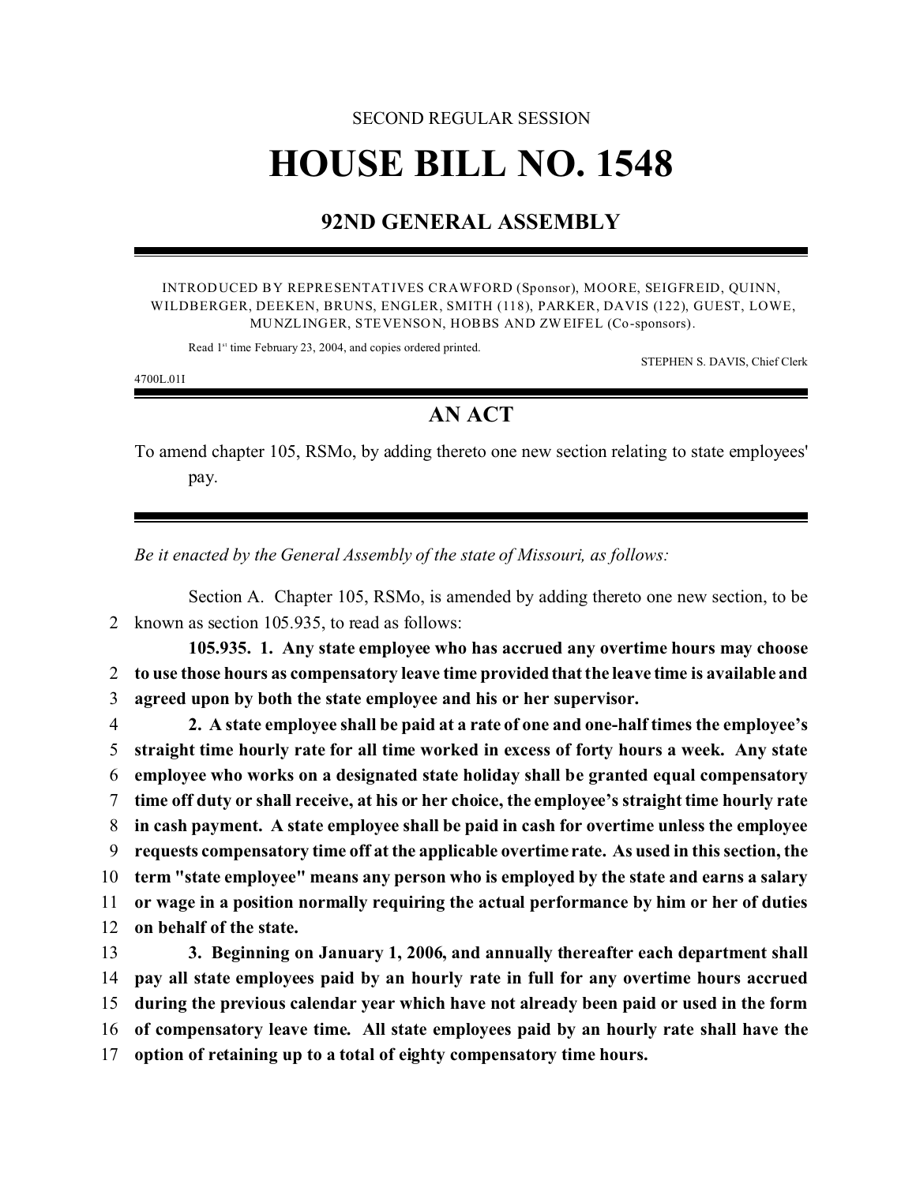SECOND REGULAR SESSION

# HOUSE BILL NO. 1548

## 92ND GENERAL ASSEMBLY

INTRODUCED BY REPRESENTATIVES CRAWFORD (Sponsor), MOORE, SEIGFREID, QUINN, WILDBERGER, DEEKEN, BRUNS, ENGLER, SMITH (118), PARKER, DAVIS (122), GUEST, LOWE, MUNZLINGER, STEVENSON, HOBBS AND ZWEIFEL (Co-sponsors).

Read 1st time February 23, 2004, and copies ordered printed.

STEPHEN S. DAVIS, Chief Clerk

4700L.01I

## AN ACT

To amend chapter 105, RSMo, by adding thereto one new section relating to state employees' pay.

*Be it enacted by the General Assembly of the state of Missouri, as follows:*

Section A. Chapter 105, RSMo, is amended by adding thereto one new section, to be known as section 105.935, to read as follows:

**105.935. 1. Any state employee who has accrued any overtime hours may choose to use those hours as compensatory leave time provided that the leave time is available and agreed upon by both the state employee and his or her supervisor.**

**2. A state employee shall be paid at a rate of one and one-half times the employee's straight time hourly rate for all time worked in excess of forty hours a week. Any state employee who works on a designated state holiday shall be granted equal compensatory time off duty or shall receive, at his or her choice, the employee's straight time hourly rate in cash payment. A state employee shall be paid in cash for overtime unless the employee requests compensatory time off at the applicable overtime rate. As used in this section, the term "state employee" means any person who is employed by the state and earns a salary or wage in a position normally requiring the actual performance by him or her of duties on behalf of the state.**

**3. Beginning on January 1, 2006, and annually thereafter each department shall pay all state employees paid by an hourly rate in full for any overtime hours accrued during the previous calendar year which have not already been paid or used in the form of compensatory leave time. All state employees paid by an hourly rate shall have the option of retaining up to a total of eighty compensatory time hours.**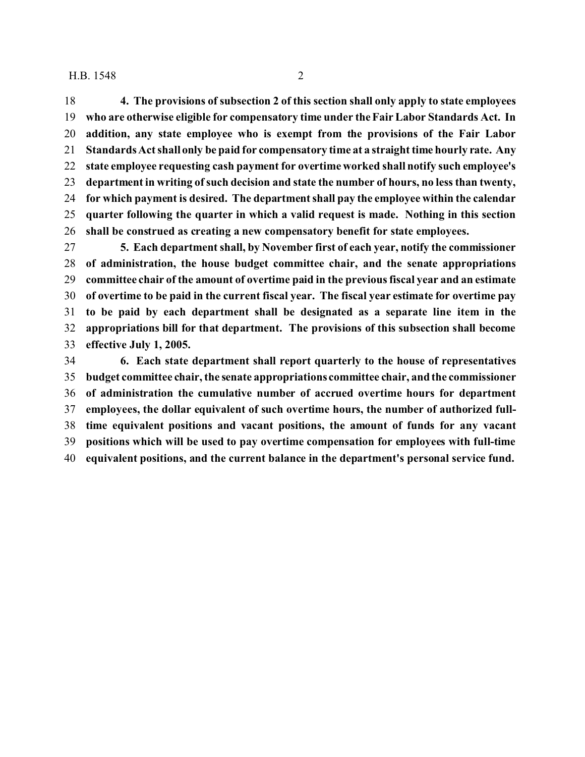**4. The provisions of subsection 2 of this section shall only apply to state employees who are otherwise eligible for compensatory time under the Fair Labor Standards Act. In addition, any state employee who is exempt from the provisions of the Fair Labor Standards Act shall only be paid for compensatory time at a straight time hourly rate. Any state employee requesting cash payment for overtime worked shall notify such employee's department in writing of such decision and state the number of hours, no less than twenty, for which payment is desired. The department shall pay the employee within the calendar quarter following the quarter in which a valid request is made. Nothing in this section shall be construed as creating a new compensatory benefit for state employees.**

**5. Each department shall, by November first of each year, notify the commissioner of administration, the house budget committee chair, and the senate appropriations committee chair of the amount of overtime paid in the previous fiscal year and an estimate of overtime to be paid in the current fiscal year. The fiscal year estimate for overtime pay to be paid by each department shall be designated as a separate line item in the appropriations bill for that department. The provisions of this subsection shall become effective July 1, 2005.**

**6. Each state department shall report quarterly to the house of representatives budget committee chair, the senate appropriations committee chair, and the commissioner of administration the cumulative number of accrued overtime hours for department employees, the dollar equivalent of such overtime hours, the number of authorized full-time equivalent positions and vacant positions, the amount of funds for any vacant positions which will be used to pay overtime compensation for employees with full-time equivalent positions, and the current balance in the department's personal service fund.**